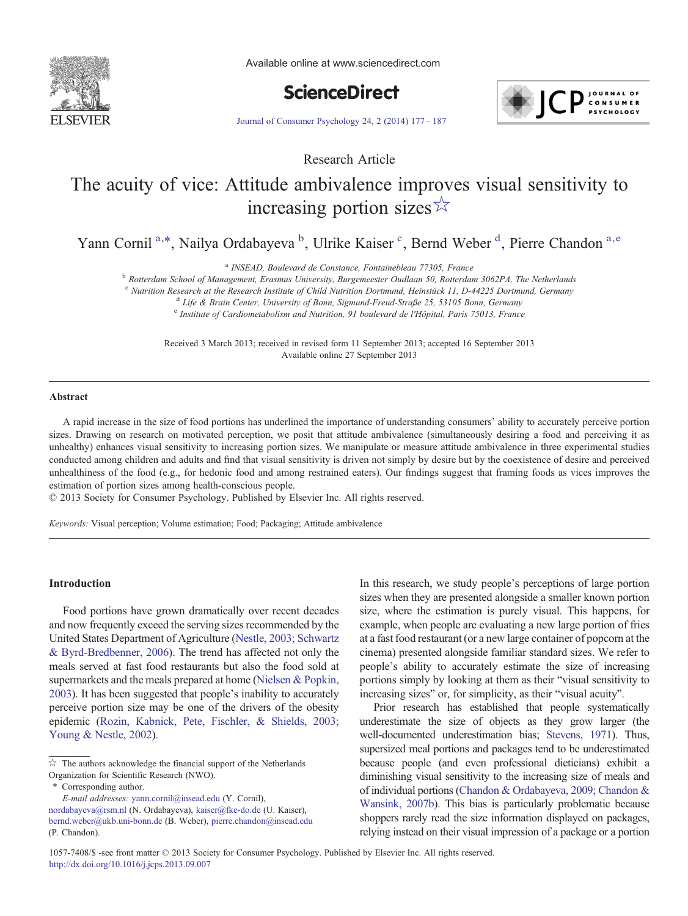Available online at www.sciencedirect.com

ScienceDirect

Research Article

# The acuity of vice: Attitude ambivalence improves visual sensitivity to increasing portion sizes☆

Yann Cornil [a,*], Nailya Ordabayeva [b], Ulrike Kaiser [c], Bernd Weber [d], Pierre Chandon [a,e]

[a] INSEAD, Boulevard de Constance, Fontainebleau 77305, France
[b] Rotterdam School of Management, Erasmus University, Burgemeester Oudlaan 50, Rotterdam 3062PA, The Netherlands
[c] Nutrition Research at the Research Institute of Child Nutrition Dortmund, Heinstück 11, D-44225 Dortmund, Germany
[d] Life & Brain Center, University of Bonn, Sigmund-Freud-Straße 25, 53105 Bonn, Germany
[e] Institute of Cardiometabolism and Nutrition, 91 boulevard de l'Hôpital, Paris 75013, France

Received 3 March 2013; received in revised form 11 September 2013; accepted 16 September 2013
Available online 27 September 2013

## Abstract

A rapid increase in the size of food portions has underlined the importance of understanding consumers' ability to accurately perceive portion sizes. Drawing on research on motivated perception, we posit that attitude ambivalence (simultaneously desiring a food and perceiving it as unhealthy) enhances visual sensitivity to increasing portion sizes. We manipulate or measure attitude ambivalence in three experimental studies conducted among children and adults and find that visual sensitivity is driven not simply by desire but by the coexistence of desire and perceived unhealthiness of the food (e.g., for hedonic food and among restrained eaters). Our findings suggest that framing foods as vices improves the estimation of portion sizes among health-conscious people.
© 2013 Society for Consumer Psychology. Published by Elsevier Inc. All rights reserved.

*Keywords:* Visual perception; Volume estimation; Food; Packaging; Attitude ambivalence

## Introduction

Food portions have grown dramatically over recent decades and now frequently exceed the serving sizes recommended by the United States Department of Agriculture (Nestle, 2003; Schwartz & Byrd-Bredbenner, 2006). The trend has affected not only the meals served at fast food restaurants but also the food sold at supermarkets and the meals prepared at home (Nielsen & Popkin, 2003). It has been suggested that people's inability to accurately perceive portion size may be one of the drivers of the obesity epidemic (Rozin, Kabnick, Pete, Fischler, & Shields, 2003; Young & Nestle, 2002).

In this research, we study people's perceptions of large portion sizes when they are presented alongside a smaller known portion size, where the estimation is purely visual. This happens, for example, when people are evaluating a new large portion of fries at a fast food restaurant (or a new large container of popcorn at the cinema) presented alongside familiar standard sizes. We refer to people's ability to accurately estimate the size of increasing portions simply by looking at them as their "visual sensitivity to increasing sizes" or, for simplicity, as their "visual acuity".

Prior research has established that people systematically underestimate the size of objects as they grow larger (the well-documented underestimation bias; Stevens, 1971). Thus, supersized meal portions and packages tend to be underestimated because people (and even professional dieticians) exhibit a diminishing visual sensitivity to the increasing size of meals and of individual portions (Chandon & Ordabayeva, 2009; Chandon & Wansink, 2007b). This bias is particularly problematic because shoppers rarely read the size information displayed on packages, relying instead on their visual impression of a package or a portion

☆ The authors acknowledge the financial support of the Netherlands Organization for Scientific Research (NWO).
* Corresponding author.
*E-mail addresses:* yann.cornil@insead.edu (Y. Cornil), nordabayeva@rsm.nl (N. Ordabayeva), kaiser@fke-do.de (U. Kaiser), bernd.weber@ukb.uni-bonn.de (B. Weber), pierre.chandon@insead.edu (P. Chandon).

1057-7408/$ -see front matter © 2013 Society for Consumer Psychology. Published by Elsevier Inc. All rights reserved.
http://dx.doi.org/10.1016/j.jcps.2013.09.007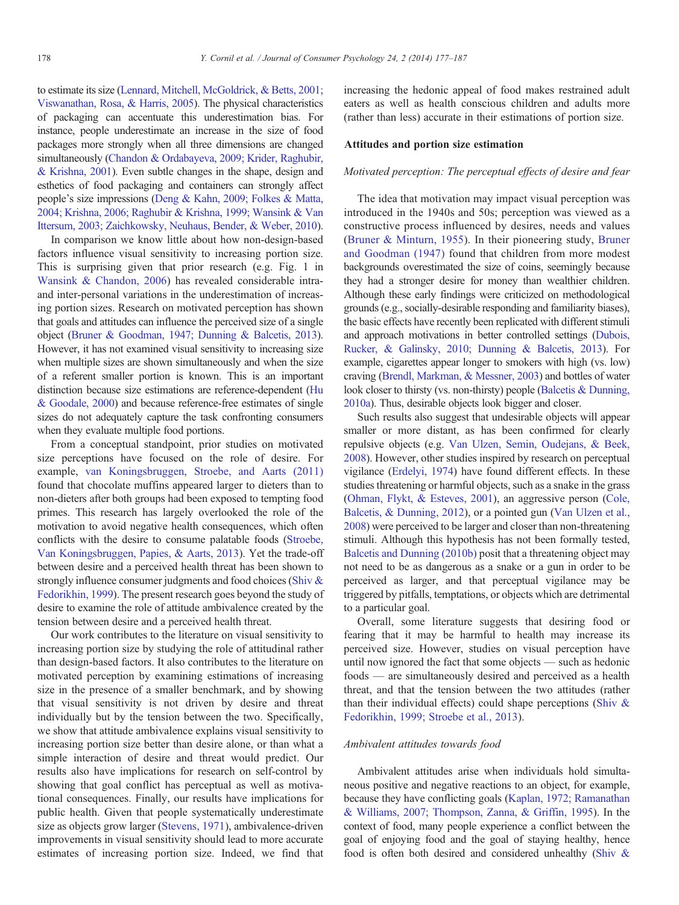to estimate its size (Lennard, Mitchell, McGoldrick, & Betts, 2001; Viswanathan, Rosa, & Harris, 2005). The physical characteristics of packaging can accentuate this underestimation bias. For instance, people underestimate an increase in the size of food packages more strongly when all three dimensions are changed simultaneously (Chandon & Ordabayeva, 2009; Krider, Raghubir, & Krishna, 2001). Even subtle changes in the shape, design and esthetics of food packaging and containers can strongly affect people's size impressions (Deng & Kahn, 2009; Folkes & Matta, 2004; Krishna, 2006; Raghubir & Krishna, 1999; Wansink & Van Ittersum, 2003; Zaichkowsky, Neuhaus, Bender, & Weber, 2010).

In comparison we know little about how non-design-based factors influence visual sensitivity to increasing portion size. This is surprising given that prior research (e.g. Fig. 1 in Wansink & Chandon, 2006) has revealed considerable intra- and inter-personal variations in the underestimation of increasing portion sizes. Research on motivated perception has shown that goals and attitudes can influence the perceived size of a single object (Bruner & Goodman, 1947; Dunning & Balcetis, 2013). However, it has not examined visual sensitivity to increasing size when multiple sizes are shown simultaneously and when the size of a referent smaller portion is known. This is an important distinction because size estimations are reference-dependent (Hu & Goodale, 2000) and because reference-free estimates of single sizes do not adequately capture the task confronting consumers when they evaluate multiple food portions.

From a conceptual standpoint, prior studies on motivated size perceptions have focused on the role of desire. For example, van Koningsbruggen, Stroebe, and Aarts (2011) found that chocolate muffins appeared larger to dieters than to non-dieters after both groups had been exposed to tempting food primes. This research has largely overlooked the role of the motivation to avoid negative health consequences, which often conflicts with the desire to consume palatable foods (Stroebe, Van Koningsbruggen, Papies, & Aarts, 2013). Yet the trade-off between desire and a perceived health threat has been shown to strongly influence consumer judgments and food choices (Shiv & Fedorikhin, 1999). The present research goes beyond the study of desire to examine the role of attitude ambivalence created by the tension between desire and a perceived health threat.

Our work contributes to the literature on visual sensitivity to increasing portion size by studying the role of attitudinal rather than design-based factors. It also contributes to the literature on motivated perception by examining estimations of increasing size in the presence of a smaller benchmark, and by showing that visual sensitivity is not driven by desire and threat individually but by the tension between the two. Specifically, we show that attitude ambivalence explains visual sensitivity to increasing portion size better than desire alone, or than what a simple interaction of desire and threat would predict. Our results also have implications for research on self-control by showing that goal conflict has perceptual as well as motivational consequences. Finally, our results have implications for public health. Given that people systematically underestimate size as objects grow larger (Stevens, 1971), ambivalence-driven improvements in visual sensitivity should lead to more accurate estimates of increasing portion size. Indeed, we find that increasing the hedonic appeal of food makes restrained adult eaters as well as health conscious children and adults more (rather than less) accurate in their estimations of portion size.

## Attitudes and portion size estimation

### *Motivated perception: The perceptual effects of desire and fear*

The idea that motivation may impact visual perception was introduced in the 1940s and 50s; perception was viewed as a constructive process influenced by desires, needs and values (Bruner & Minturn, 1955). In their pioneering study, Bruner and Goodman (1947) found that children from more modest backgrounds overestimated the size of coins, seemingly because they had a stronger desire for money than wealthier children. Although these early findings were criticized on methodological grounds (e.g., socially-desirable responding and familiarity biases), the basic effects have recently been replicated with different stimuli and approach motivations in better controlled settings (Dubois, Rucker, & Galinsky, 2010; Dunning & Balcetis, 2013). For example, cigarettes appear longer to smokers with high (vs. low) craving (Brendl, Markman, & Messner, 2003) and bottles of water look closer to thirsty (vs. non-thirsty) people (Balcetis & Dunning, 2010a). Thus, desirable objects look bigger and closer.

Such results also suggest that undesirable objects will appear smaller or more distant, as has been confirmed for clearly repulsive objects (e.g. Van Ulzen, Semin, Oudejans, & Beek, 2008). However, other studies inspired by research on perceptual vigilance (Erdelyi, 1974) have found different effects. In these studies threatening or harmful objects, such as a snake in the grass (Ohman, Flykt, & Esteves, 2001), an aggressive person (Cole, Balcetis, & Dunning, 2012), or a pointed gun (Van Ulzen et al., 2008) were perceived to be larger and closer than non-threatening stimuli. Although this hypothesis has not been formally tested, Balcetis and Dunning (2010b) posit that a threatening object may not need to be as dangerous as a snake or a gun in order to be perceived as larger, and that perceptual vigilance may be triggered by pitfalls, temptations, or objects which are detrimental to a particular goal.

Overall, some literature suggests that desiring food or fearing that it may be harmful to health may increase its perceived size. However, studies on visual perception have until now ignored the fact that some objects — such as hedonic foods — are simultaneously desired and perceived as a health threat, and that the tension between the two attitudes (rather than their individual effects) could shape perceptions (Shiv & Fedorikhin, 1999; Stroebe et al., 2013).

### *Ambivalent attitudes towards food*

Ambivalent attitudes arise when individuals hold simultaneous positive and negative reactions to an object, for example, because they have conflicting goals (Kaplan, 1972; Ramanathan & Williams, 2007; Thompson, Zanna, & Griffin, 1995). In the context of food, many people experience a conflict between the goal of enjoying food and the goal of staying healthy, hence food is often both desired and considered unhealthy (Shiv &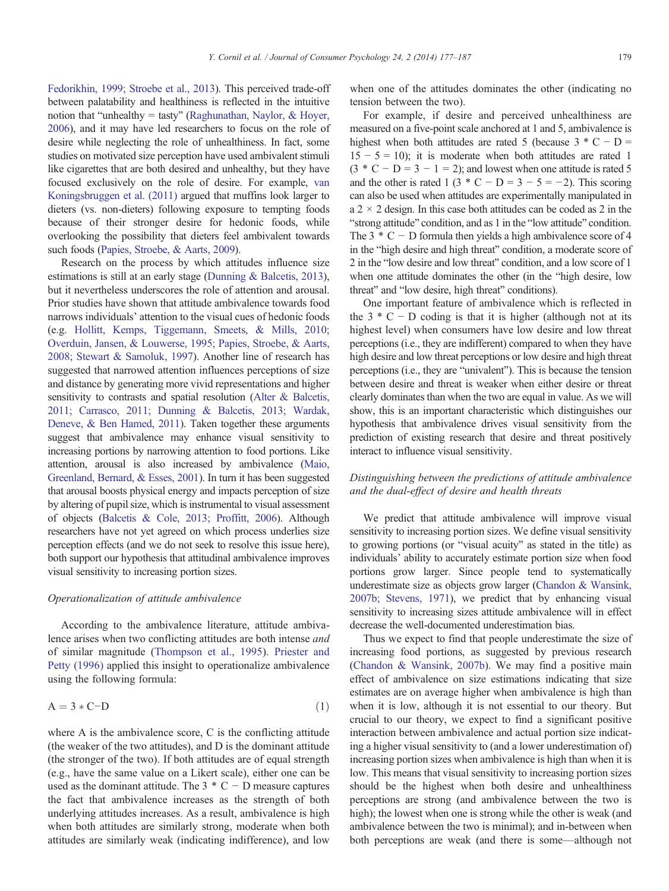Fedorikhin, 1999; Stroebe et al., 2013). This perceived trade-off between palatability and healthiness is reflected in the intuitive notion that "unhealthy = tasty" (Raghunathan, Naylor, & Hoyer, 2006), and it may have led researchers to focus on the role of desire while neglecting the role of unhealthiness. In fact, some studies on motivated size perception have used ambivalent stimuli like cigarettes that are both desired and unhealthy, but they have focused exclusively on the role of desire. For example, van Koningsbruggen et al. (2011) argued that muffins look larger to dieters (vs. non-dieters) following exposure to tempting foods because of their stronger desire for hedonic foods, while overlooking the possibility that dieters feel ambivalent towards such foods (Papies, Stroebe, & Aarts, 2009).

Research on the process by which attitudes influence size estimations is still at an early stage (Dunning & Balcetis, 2013), but it nevertheless underscores the role of attention and arousal. Prior studies have shown that attitude ambivalence towards food narrows individuals' attention to the visual cues of hedonic foods (e.g. Hollitt, Kemps, Tiggemann, Smeets, & Mills, 2010; Overduin, Jansen, & Louwerse, 1995; Papies, Stroebe, & Aarts, 2008; Stewart & Samoluk, 1997). Another line of research has suggested that narrowed attention influences perceptions of size and distance by generating more vivid representations and higher sensitivity to contrasts and spatial resolution (Alter & Balcetis, 2011; Carrasco, 2011; Dunning & Balcetis, 2013; Wardak, Deneve, & Ben Hamed, 2011). Taken together these arguments suggest that ambivalence may enhance visual sensitivity to increasing portions by narrowing attention to food portions. Like attention, arousal is also increased by ambivalence (Maio, Greenland, Bernard, & Esses, 2001). In turn it has been suggested that arousal boosts physical energy and impacts perception of size by altering of pupil size, which is instrumental to visual assessment of objects (Balcetis & Cole, 2013; Proffitt, 2006). Although researchers have not yet agreed on which process underlies size perception effects (and we do not seek to resolve this issue here), both support our hypothesis that attitudinal ambivalence improves visual sensitivity to increasing portion sizes.

### *Operationalization of attitude ambivalence*

According to the ambivalence literature, attitude ambivalence arises when two conflicting attitudes are both intense *and* of similar magnitude (Thompson et al., 1995). Priester and Petty (1996) applied this insight to operationalize ambivalence using the following formula:

$$A = 3 * C - D \tag{1}$$

where A is the ambivalence score, C is the conflicting attitude (the weaker of the two attitudes), and D is the dominant attitude (the stronger of the two). If both attitudes are of equal strength (e.g., have the same value on a Likert scale), either one can be used as the dominant attitude. The $3 * C - D$ measure captures the fact that ambivalence increases as the strength of both underlying attitudes increases. As a result, ambivalence is high when both attitudes are similarly strong, moderate when both attitudes are similarly weak (indicating indifference), and low when one of the attitudes dominates the other (indicating no tension between the two).

For example, if desire and perceived unhealthiness are measured on a five-point scale anchored at 1 and 5, ambivalence is highest when both attitudes are rated 5 (because $3 * C - D = 15 - 5 = 10$); it is moderate when both attitudes are rated 1 ($3 * C - D = 3 - 1 = 2$); and lowest when one attitude is rated 5 and the other is rated 1 ($3 * C - D = 3 - 5 = -2$). This scoring can also be used when attitudes are experimentally manipulated in a 2 × 2 design. In this case both attitudes can be coded as 2 in the "strong attitude" condition, and as 1 in the "low attitude" condition. The $3 * C - D$ formula then yields a high ambivalence score of 4 in the "high desire and high threat" condition, a moderate score of 2 in the "low desire and low threat" condition, and a low score of 1 when one attitude dominates the other (in the "high desire, low threat" and "low desire, high threat" conditions).

One important feature of ambivalence which is reflected in the $3 * C - D$ coding is that it is higher (although not at its highest level) when consumers have low desire and low threat perceptions (i.e., they are indifferent) compared to when they have high desire and low threat perceptions or low desire and high threat perceptions (i.e., they are "univalent"). This is because the tension between desire and threat is weaker when either desire or threat clearly dominates than when the two are equal in value. As we will show, this is an important characteristic which distinguishes our hypothesis that ambivalence drives visual sensitivity from the prediction of existing research that desire and threat positively interact to influence visual sensitivity.

### *Distinguishing between the predictions of attitude ambivalence and the dual-effect of desire and health threats*

We predict that attitude ambivalence will improve visual sensitivity to increasing portion sizes. We define visual sensitivity to growing portions (or "visual acuity" as stated in the title) as individuals' ability to accurately estimate portion size when food portions grow larger. Since people tend to systematically underestimate size as objects grow larger (Chandon & Wansink, 2007b; Stevens, 1971), we predict that by enhancing visual sensitivity to increasing sizes attitude ambivalence will in effect decrease the well-documented underestimation bias.

Thus we expect to find that people underestimate the size of increasing food portions, as suggested by previous research (Chandon & Wansink, 2007b). We may find a positive main effect of ambivalence on size estimations indicating that size estimates are on average higher when ambivalence is high than when it is low, although it is not essential to our theory. But crucial to our theory, we expect to find a significant positive interaction between ambivalence and actual portion size indicating a higher visual sensitivity to (and a lower underestimation of) increasing portion sizes when ambivalence is high than when it is low. This means that visual sensitivity to increasing portion sizes should be the highest when both desire and unhealthiness perceptions are strong (and ambivalence between the two is high); the lowest when one is strong while the other is weak (and ambivalence between the two is minimal); and in-between when both perceptions are weak (and there is some—although not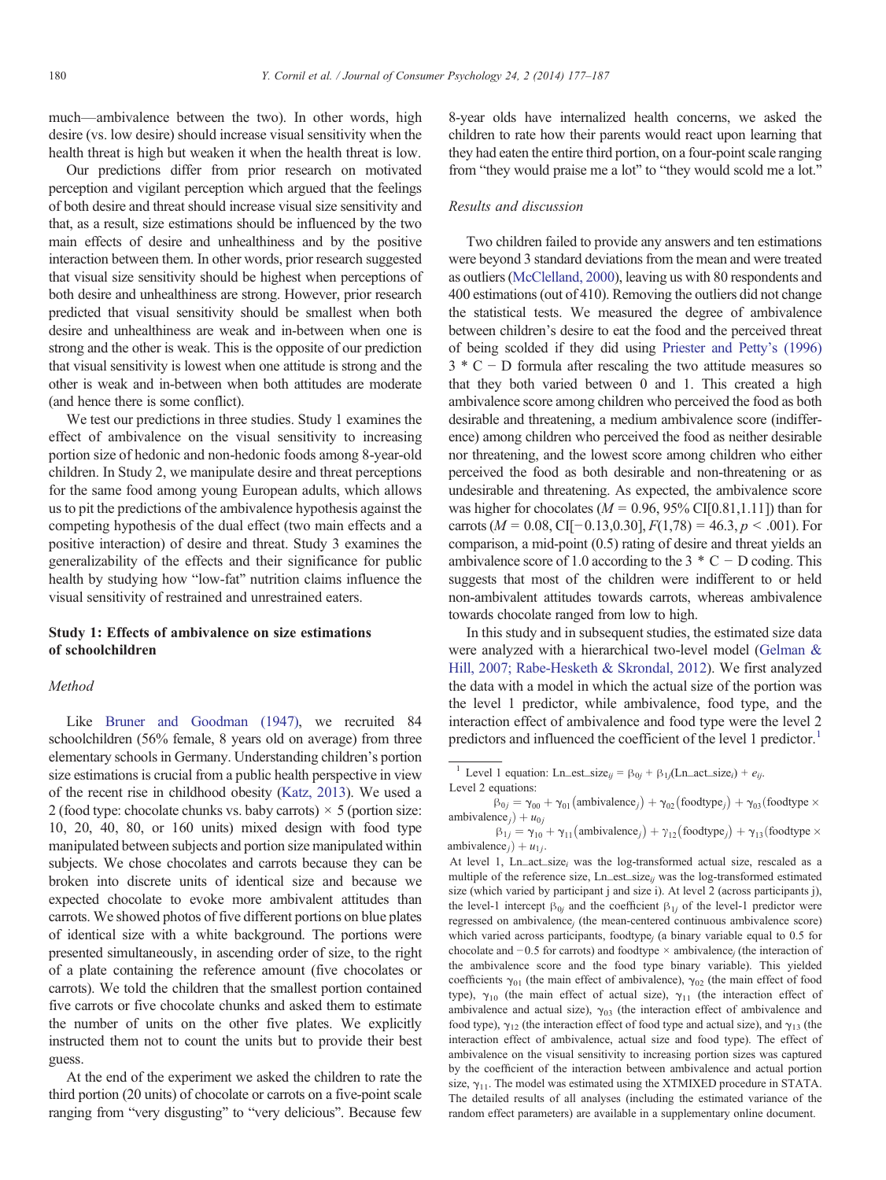much—ambivalence between the two). In other words, high desire (vs. low desire) should increase visual sensitivity when the health threat is high but weaken it when the health threat is low.

Our predictions differ from prior research on motivated perception and vigilant perception which argued that the feelings of both desire and threat should increase visual size sensitivity and that, as a result, size estimations should be influenced by the two main effects of desire and unhealthiness and by the positive interaction between them. In other words, prior research suggested that visual size sensitivity should be highest when perceptions of both desire and unhealthiness are strong. However, prior research predicted that visual sensitivity should be smallest when both desire and unhealthiness are weak and in-between when one is strong and the other is weak. This is the opposite of our prediction that visual sensitivity is lowest when one attitude is strong and the other is weak and in-between when both attitudes are moderate (and hence there is some conflict).

We test our predictions in three studies. Study 1 examines the effect of ambivalence on the visual sensitivity to increasing portion size of hedonic and non-hedonic foods among 8-year-old children. In Study 2, we manipulate desire and threat perceptions for the same food among young European adults, which allows us to pit the predictions of the ambivalence hypothesis against the competing hypothesis of the dual effect (two main effects and a positive interaction) of desire and threat. Study 3 examines the generalizability of the effects and their significance for public health by studying how "low-fat" nutrition claims influence the visual sensitivity of restrained and unrestrained eaters.

## Study 1: Effects of ambivalence on size estimations of schoolchildren

### Method

Like Bruner and Goodman (1947), we recruited 84 schoolchildren (56% female, 8 years old on average) from three elementary schools in Germany. Understanding children's portion size estimations is crucial from a public health perspective in view of the recent rise in childhood obesity (Katz, 2013). We used a 2 (food type: chocolate chunks vs. baby carrots) × 5 (portion size: 10, 20, 40, 80, or 160 units) mixed design with food type manipulated between subjects and portion size manipulated within subjects. We chose chocolates and carrots because they can be broken into discrete units of identical size and because we expected chocolate to evoke more ambivalent attitudes than carrots. We showed photos of five different portions on blue plates of identical size with a white background. The portions were presented simultaneously, in ascending order of size, to the right of a plate containing the reference amount (five chocolates or carrots). We told the children that the smallest portion contained five carrots or five chocolate chunks and asked them to estimate the number of units on the other five plates. We explicitly instructed them not to count the units but to provide their best guess.

At the end of the experiment we asked the children to rate the third portion (20 units) of chocolate or carrots on a five-point scale ranging from "very disgusting" to "very delicious". Because few 8-year olds have internalized health concerns, we asked the children to rate how their parents would react upon learning that they had eaten the entire third portion, on a four-point scale ranging from "they would praise me a lot" to "they would scold me a lot."

### Results and discussion

Two children failed to provide any answers and ten estimations were beyond 3 standard deviations from the mean and were treated as outliers (McClelland, 2000), leaving us with 80 respondents and 400 estimations (out of 410). Removing the outliers did not change the statistical tests. We measured the degree of ambivalence between children's desire to eat the food and the perceived threat of being scolded if they did using Priester and Petty's (1996) $3 * C - D$ formula after rescaling the two attitude measures so that they both varied between 0 and 1. This created a high ambivalence score among children who perceived the food as both desirable and threatening, a medium ambivalence score (indifference) among children who perceived the food as neither desirable nor threatening, and the lowest score among children who either perceived the food as both desirable and non-threatening or as undesirable and threatening. As expected, the ambivalence score was higher for chocolates ($M = 0.96$, 95% CI[0.81,1.11]) than for carrots ($M = 0.08$, CI[−0.13,0.30], $F(1,78) = 46.3$, $p < .001$). For comparison, a mid-point (0.5) rating of desire and threat yields an ambivalence score of 1.0 according to the $3 * C - D$ coding. This suggests that most of the children were indifferent to or held non-ambivalent attitudes towards carrots, whereas ambivalence towards chocolate ranged from low to high.

In this study and in subsequent studies, the estimated size data were analyzed with a hierarchical two-level model (Gelman & Hill, 2007; Rabe-Hesketh & Skrondal, 2012). We first analyzed the data with a model in which the actual size of the portion was the level 1 predictor, while ambivalence, food type, and the interaction effect of ambivalence and food type were the level 2 predictors and influenced the coefficient of the level 1 predictor.[1]

---

[1] Level 1 equation: $\text{Ln\_est\_size}_{ij} = \beta_{0j} + \beta_{1j}(\text{Ln\_act\_size}_i) + e_{ij}$.

Level 2 equations:

$$\beta_{0j} = \gamma_{00} + \gamma_{01}(\text{ambivalence}_j) + \gamma_{02}(\text{foodtype}_j) + \gamma_{03}(\text{foodtype} \times \text{ambivalence}_j) + u_{0j}$$

$$\beta_{1j} = \gamma_{10} + \gamma_{11}(\text{ambivalence}_j) + \gamma_{12}(\text{foodtype}_j) + \gamma_{13}(\text{foodtype} \times \text{ambivalence}_j) + u_{1j}.$$

At level 1, $\text{Ln\_act\_size}_i$ was the log-transformed actual size, rescaled as a multiple of the reference size, $\text{Ln\_est\_size}_{ij}$ was the log-transformed estimated size (which varied by participant j and size i). At level 2 (across participants j), the level-1 intercept $\beta_{0j}$ and the coefficient $\beta_{1j}$ of the level-1 predictor were regressed on $\text{ambivalence}_j$ (the mean-centered continuous ambivalence score) which varied across participants, $\text{foodtype}_j$ (a binary variable equal to 0.5 for chocolate and −0.5 for carrots) and $\text{foodtype} \times \text{ambivalence}_j$ (the interaction of the ambivalence score and the food type binary variable). This yielded coefficients $\gamma_{01}$ (the main effect of ambivalence), $\gamma_{02}$ (the main effect of food type), $\gamma_{10}$ (the main effect of actual size), $\gamma_{11}$ (the interaction effect of ambivalence and actual size), $\gamma_{03}$ (the interaction effect of ambivalence and food type), $\gamma_{12}$ (the interaction effect of food type and actual size), and $\gamma_{13}$ (the interaction effect of ambivalence, actual size and food type). The effect of ambivalence on the visual sensitivity to increasing portion sizes was captured by the coefficient of the interaction between ambivalence and actual portion size, $\gamma_{11}$. The model was estimated using the XTMIXED procedure in STATA. The detailed results of all analyses (including the estimated variance of the random effect parameters) are available in a supplementary online document.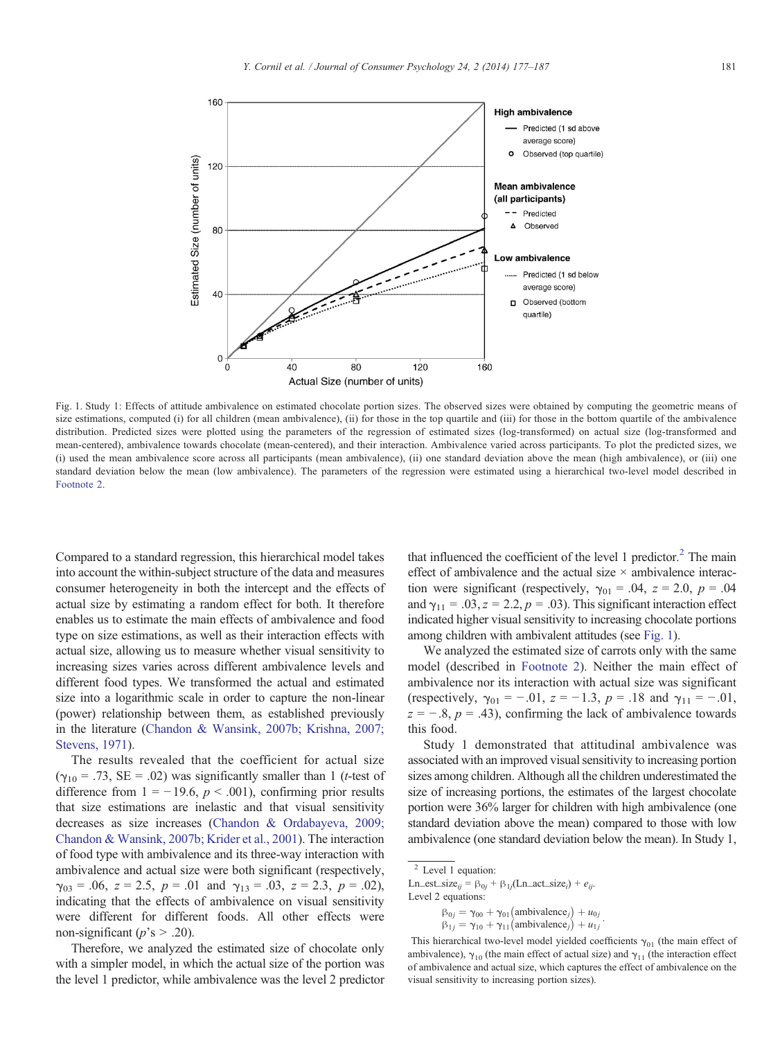Fig. 1. Study 1: Effects of attitude ambivalence on estimated chocolate portion sizes. The observed sizes were obtained by computing the geometric means of size estimations, computed (i) for all children (mean ambivalence), (ii) for those in the top quartile and (iii) for those in the bottom quartile of the ambivalence distribution. Predicted sizes were plotted using the parameters of the regression of estimated sizes (log-transformed) on actual size (log-transformed and mean-centered), ambivalence towards chocolate (mean-centered), and their interaction. Ambivalence varied across participants. To plot the predicted sizes, we (i) used the mean ambivalence score across all participants (mean ambivalence), (ii) one standard deviation above the mean (high ambivalence), or (iii) one standard deviation below the mean (low ambivalence). The parameters of the regression were estimated using a hierarchical two-level model described in Footnote 2.

Compared to a standard regression, this hierarchical model takes into account the within-subject structure of the data and measures consumer heterogeneity in both the intercept and the effects of actual size by estimating a random effect for both. It therefore enables us to estimate the main effects of ambivalence and food type on size estimations, as well as their interaction effects with actual size, allowing us to measure whether visual sensitivity to increasing sizes varies across different ambivalence levels and different food types. We transformed the actual and estimated size into a logarithmic scale in order to capture the non-linear (power) relationship between them, as established previously in the literature (Chandon & Wansink, 2007b; Krishna, 2007; Stevens, 1971).

The results revealed that the coefficient for actual size ($\gamma_{10} = .73$, SE = .02) was significantly smaller than 1 ($t$-test of difference from 1 = −19.6, $p < .001$), confirming prior results that size estimations are inelastic and that visual sensitivity decreases as size increases (Chandon & Ordabayeva, 2009; Chandon & Wansink, 2007b; Krider et al., 2001). The interaction of food type with ambivalence and its three-way interaction with ambivalence and actual size were both significant (respectively, $\gamma_{03} = .06$, $z = 2.5$, $p = .01$ and $\gamma_{13} = .03$, $z = 2.3$, $p = .02$), indicating that the effects of ambivalence on visual sensitivity were different for different foods. All other effects were non-significant ($p$'s > .20).

Therefore, we analyzed the estimated size of chocolate only with a simpler model, in which the actual size of the portion was the level 1 predictor, while ambivalence was the level 2 predictor that influenced the coefficient of the level 1 predictor.[2] The main effect of ambivalence and the actual size × ambivalence interaction were significant (respectively, $\gamma_{01} = .04$, $z = 2.0$, $p = .04$ and $\gamma_{11} = .03$, $z = 2.2$, $p = .03$). This significant interaction effect indicated higher visual sensitivity to increasing chocolate portions among children with ambivalent attitudes (see Fig. 1).

We analyzed the estimated size of carrots only with the same model (described in Footnote 2). Neither the main effect of ambivalence nor its interaction with actual size was significant (respectively, $\gamma_{01} = -.01$, $z = -1.3$, $p = .18$ and $\gamma_{11} = -.01$, $z = -.8$, $p = .43$), confirming the lack of ambivalence towards this food.

Study 1 demonstrated that attitudinal ambivalence was associated with an improved visual sensitivity to increasing portion sizes among children. Although all the children underestimated the size of increasing portions, the estimates of the largest chocolate portion were 36% larger for children with high ambivalence (one standard deviation above the mean) compared to those with low ambivalence (one standard deviation below the mean). In Study 1,

[2] Level 1 equation:
$\text{Ln\_est\_size}_{ij} = \beta_{0j} + \beta_{1j}(\text{Ln\_act\_size}_i) + e_{ij}$.
Level 2 equations:

$$\beta_{0j} = \gamma_{00} + \gamma_{01}(\text{ambivalence}_j) + u_{0j}$$
$$\beta_{1j} = \gamma_{10} + \gamma_{11}(\text{ambivalence}_j) + u_{1j}.$$

This hierarchical two-level model yielded coefficients $\gamma_{01}$ (the main effect of ambivalence), $\gamma_{10}$ (the main effect of actual size) and $\gamma_{11}$ (the interaction effect of ambivalence and actual size, which captures the effect of ambivalence on the visual sensitivity to increasing portion sizes).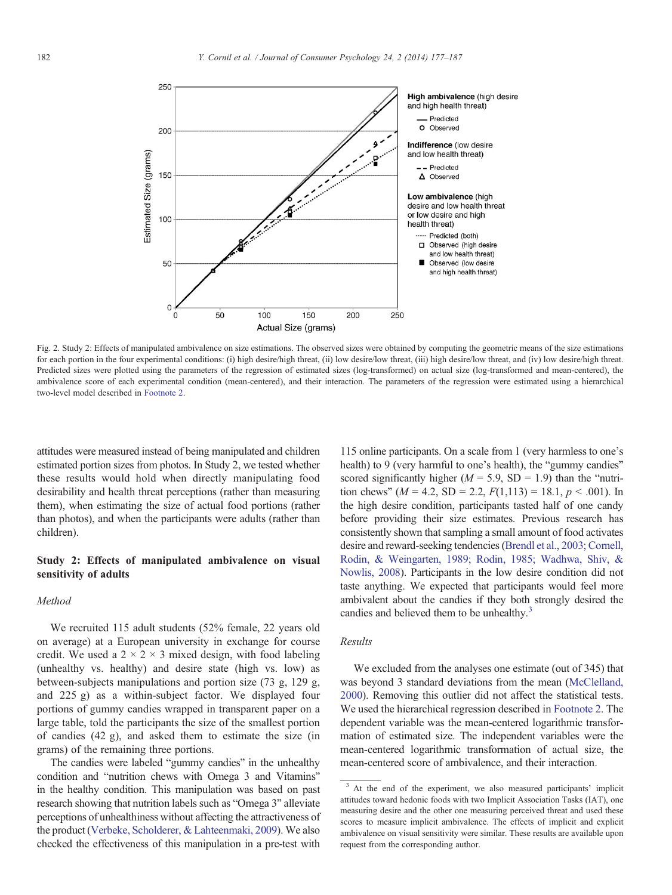Fig. 2. Study 2: Effects of manipulated ambivalence on size estimations. The observed sizes were obtained by computing the geometric means of the size estimations for each portion in the four experimental conditions: (i) high desire/high threat, (ii) low desire/low threat, (iii) high desire/low threat, and (iv) low desire/high threat. Predicted sizes were plotted using the parameters of the regression of estimated sizes (log-transformed) on actual size (log-transformed and mean-centered), the ambivalence score of each experimental condition (mean-centered), and their interaction. The parameters of the regression were estimated using a hierarchical two-level model described in Footnote 2.

attitudes were measured instead of being manipulated and children estimated portion sizes from photos. In Study 2, we tested whether these results would hold when directly manipulating food desirability and health threat perceptions (rather than measuring them), when estimating the size of actual food portions (rather than photos), and when the participants were adults (rather than children).

## Study 2: Effects of manipulated ambivalence on visual sensitivity of adults

### Method

We recruited 115 adult students (52% female, 22 years old on average) at a European university in exchange for course credit. We used a 2 × 2 × 3 mixed design, with food labeling (unhealthy vs. healthy) and desire state (high vs. low) as between-subjects manipulations and portion size (73 g, 129 g, and 225 g) as a within-subject factor. We displayed four portions of gummy candies wrapped in transparent paper on a large table, told the participants the size of the smallest portion of candies (42 g), and asked them to estimate the size (in grams) of the remaining three portions.

The candies were labeled "gummy candies" in the unhealthy condition and "nutrition chews with Omega 3 and Vitamins" in the healthy condition. This manipulation was based on past research showing that nutrition labels such as "Omega 3" alleviate perceptions of unhealthiness without affecting the attractiveness of the product (Verbeke, Scholderer, & Lahteenmaki, 2009). We also checked the effectiveness of this manipulation in a pre-test with 115 online participants. On a scale from 1 (very harmless to one's health) to 9 (very harmful to one's health), the "gummy candies" scored significantly higher ($M = 5.9$, $SD = 1.9$) than the "nutrition chews" ($M = 4.2$, $SD = 2.2$, $F(1,113) = 18.1$, $p < .001$). In the high desire condition, participants tasted half of one candy before providing their size estimates. Previous research has consistently shown that sampling a small amount of food activates desire and reward-seeking tendencies (Brendl et al., 2003; Cornell, Rodin, & Weingarten, 1989; Rodin, 1985; Wadhwa, Shiv, & Nowlis, 2008). Participants in the low desire condition did not taste anything. We expected that participants would feel more ambivalent about the candies if they both strongly desired the candies and believed them to be unhealthy.[3]

### Results

We excluded from the analyses one estimate (out of 345) that was beyond 3 standard deviations from the mean (McClelland, 2000). Removing this outlier did not affect the statistical tests. We used the hierarchical regression described in Footnote 2. The dependent variable was the mean-centered logarithmic transformation of estimated size. The independent variables were the mean-centered logarithmic transformation of actual size, the mean-centered score of ambivalence, and their interaction.

[3] At the end of the experiment, we also measured participants' implicit attitudes toward hedonic foods with two Implicit Association Tasks (IAT), one measuring desire and the other one measuring perceived threat and used these scores to measure implicit ambivalence. The effects of implicit and explicit ambivalence on visual sensitivity were similar. These results are available upon request from the corresponding author.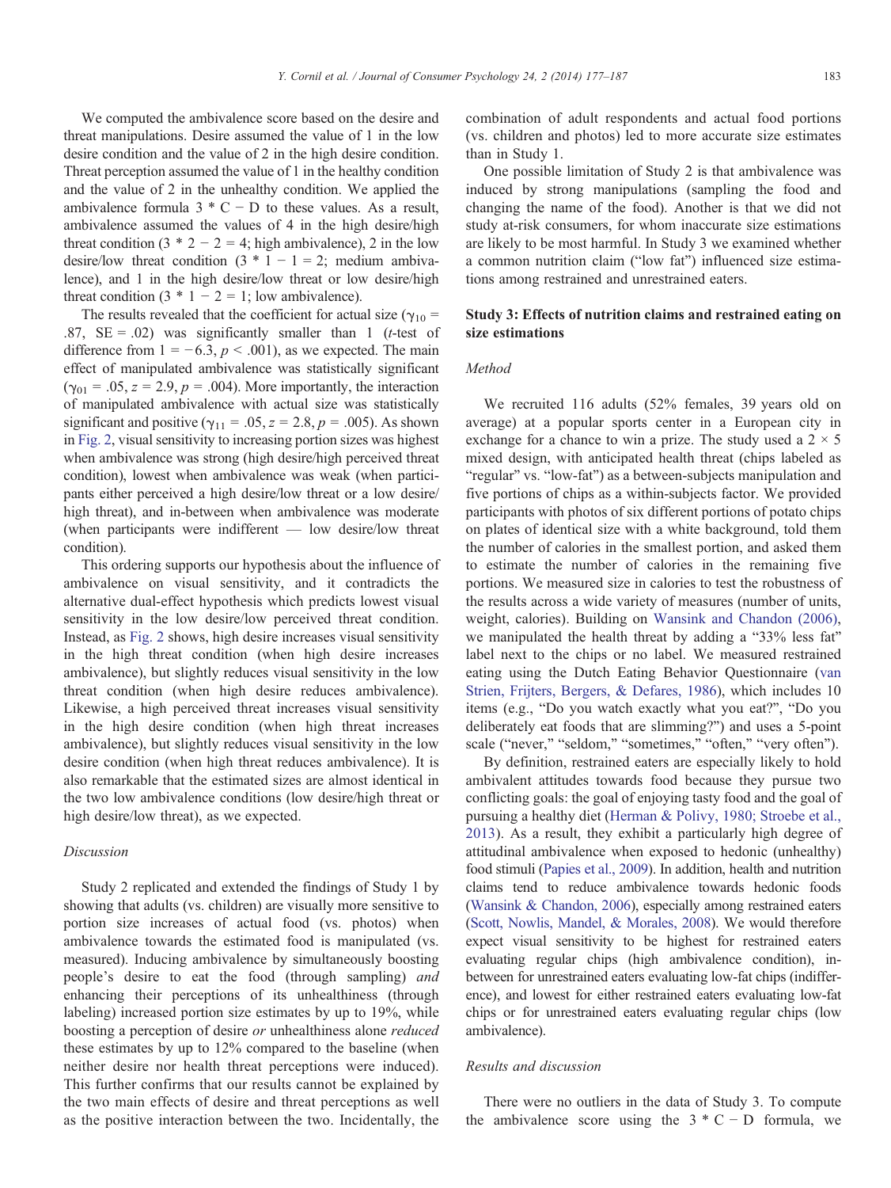We computed the ambivalence score based on the desire and threat manipulations. Desire assumed the value of 1 in the low desire condition and the value of 2 in the high desire condition. Threat perception assumed the value of 1 in the healthy condition and the value of 2 in the unhealthy condition. We applied the ambivalence formula $3 * C - D$ to these values. As a result, ambivalence assumed the values of 4 in the high desire/high threat condition ($3 * 2 - 2 = 4$; high ambivalence), 2 in the low desire/low threat condition ($3 * 1 - 1 = 2$; medium ambivalence), and 1 in the high desire/low threat or low desire/high threat condition ($3 * 1 - 2 = 1$; low ambivalence).

The results revealed that the coefficient for actual size ($\gamma_{10} = .87$, SE = .02) was significantly smaller than 1 (*t*-test of difference from 1 = −6.3, $p < .001$), as we expected. The main effect of manipulated ambivalence was statistically significant ($\gamma_{01} = .05$, $z = 2.9$, $p = .004$). More importantly, the interaction of manipulated ambivalence with actual size was statistically significant and positive ($\gamma_{11} = .05$, $z = 2.8$, $p = .005$). As shown in Fig. 2, visual sensitivity to increasing portion sizes was highest when ambivalence was strong (high desire/high perceived threat condition), lowest when ambivalence was weak (when participants either perceived a high desire/low threat or a low desire/high threat), and in-between when ambivalence was moderate (when participants were indifferent — low desire/low threat condition).

This ordering supports our hypothesis about the influence of ambivalence on visual sensitivity, and it contradicts the alternative dual-effect hypothesis which predicts lowest visual sensitivity in the low desire/low perceived threat condition. Instead, as Fig. 2 shows, high desire increases visual sensitivity in the high threat condition (when high desire increases ambivalence), but slightly reduces visual sensitivity in the low threat condition (when high desire reduces ambivalence). Likewise, a high perceived threat increases visual sensitivity in the high desire condition (when high threat increases ambivalence), but slightly reduces visual sensitivity in the low desire condition (when high threat reduces ambivalence). It is also remarkable that the estimated sizes are almost identical in the two low ambivalence conditions (low desire/high threat or high desire/low threat), as we expected.

### *Discussion*

Study 2 replicated and extended the findings of Study 1 by showing that adults (vs. children) are visually more sensitive to portion size increases of actual food (vs. photos) when ambivalence towards the estimated food is manipulated (vs. measured). Inducing ambivalence by simultaneously boosting people's desire to eat the food (through sampling) *and* enhancing their perceptions of its unhealthiness (through labeling) increased portion size estimates by up to 19%, while boosting a perception of desire *or* unhealthiness alone *reduced* these estimates by up to 12% compared to the baseline (when neither desire nor health threat perceptions were induced). This further confirms that our results cannot be explained by the two main effects of desire and threat perceptions as well as the positive interaction between the two. Incidentally, the combination of adult respondents and actual food portions (vs. children and photos) led to more accurate size estimates than in Study 1.

One possible limitation of Study 2 is that ambivalence was induced by strong manipulations (sampling the food and changing the name of the food). Another is that we did not study at-risk consumers, for whom inaccurate size estimations are likely to be most harmful. In Study 3 we examined whether a common nutrition claim ("low fat") influenced size estimations among restrained and unrestrained eaters.

## Study 3: Effects of nutrition claims and restrained eating on size estimations

### *Method*

We recruited 116 adults (52% females, 39 years old on average) at a popular sports center in a European city in exchange for a chance to win a prize. The study used a 2 × 5 mixed design, with anticipated health threat (chips labeled as "regular" vs. "low-fat") as a between-subjects manipulation and five portions of chips as a within-subjects factor. We provided participants with photos of six different portions of potato chips on plates of identical size with a white background, told them the number of calories in the smallest portion, and asked them to estimate the number of calories in the remaining five portions. We measured size in calories to test the robustness of the results across a wide variety of measures (number of units, weight, calories). Building on Wansink and Chandon (2006), we manipulated the health threat by adding a "33% less fat" label next to the chips or no label. We measured restrained eating using the Dutch Eating Behavior Questionnaire (van Strien, Frijters, Bergers, & Defares, 1986), which includes 10 items (e.g., "Do you watch exactly what you eat?", "Do you deliberately eat foods that are slimming?") and uses a 5-point scale ("never," "seldom," "sometimes," "often," "very often").

By definition, restrained eaters are especially likely to hold ambivalent attitudes towards food because they pursue two conflicting goals: the goal of enjoying tasty food and the goal of pursuing a healthy diet (Herman & Polivy, 1980; Stroebe et al., 2013). As a result, they exhibit a particularly high degree of attitudinal ambivalence when exposed to hedonic (unhealthy) food stimuli (Papies et al., 2009). In addition, health and nutrition claims tend to reduce ambivalence towards hedonic foods (Wansink & Chandon, 2006), especially among restrained eaters (Scott, Nowlis, Mandel, & Morales, 2008). We would therefore expect visual sensitivity to be highest for restrained eaters evaluating regular chips (high ambivalence condition), in-between for unrestrained eaters evaluating low-fat chips (indifference), and lowest for either restrained eaters evaluating low-fat chips or for unrestrained eaters evaluating regular chips (low ambivalence).

### *Results and discussion*

There were no outliers in the data of Study 3. To compute the ambivalence score using the $3 * C - D$ formula, we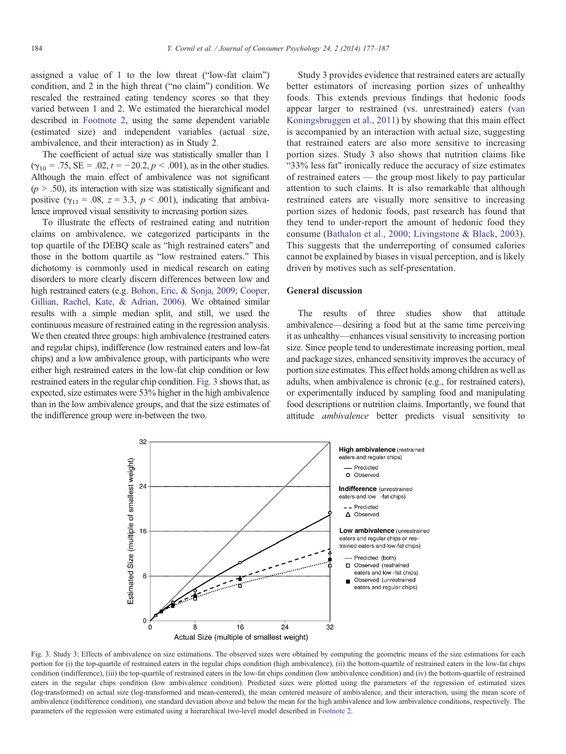assigned a value of 1 to the low threat ("low-fat claim") condition, and 2 in the high threat ("no claim") condition. We rescaled the restrained eating tendency scores so that they varied between 1 and 2. We estimated the hierarchical model described in Footnote 2, using the same dependent variable (estimated size) and independent variables (actual size, ambivalence, and their interaction) as in Study 2.

The coefficient of actual size was statistically smaller than 1 ($\gamma_{10}$ = .75, SE = .02, $t = -20.2$, $p < .001$), as in the other studies. Although the main effect of ambivalence was not significant ($p > .50$), its interaction with size was statistically significant and positive ($\gamma_{11}$ = .08, $z = 3.3$, $p < .001$), indicating that ambivalence improved visual sensitivity to increasing portion sizes.

To illustrate the effects of restrained eating and nutrition claims on ambivalence, we categorized participants in the top quartile of the DEBQ scale as "high restrained eaters" and those in the bottom quartile as "low restrained eaters." This dichotomy is commonly used in medical research on eating disorders to more clearly discern differences between low and high restrained eaters (e.g. Bohon, Eric, & Sonja, 2009; Cooper, Gillian, Rachel, Kate, & Adrian, 2006). We obtained similar results with a simple median split, and still, we used the continuous measure of restrained eating in the regression analysis. We then created three groups: high ambivalence (restrained eaters and regular chips), indifference (low restrained eaters and low-fat chips) and a low ambivalence group, with participants who were either high restrained eaters in the low-fat chip condition or low restrained eaters in the regular chip condition. Fig. 3 shows that, as expected, size estimates were 53% higher in the high ambivalence than in the low ambivalence groups, and that the size estimates of the indifference group were in-between the two.

Study 3 provides evidence that restrained eaters are actually better estimators of increasing portion sizes of unhealthy foods. This extends previous findings that hedonic foods appear larger to restrained (vs. unrestrained) eaters (van Koningsbruggen et al., 2011) by showing that this main effect is accompanied by an interaction with actual size, suggesting that restrained eaters are also more sensitive to increasing portion sizes. Study 3 also shows that nutrition claims like "33% less fat" ironically reduce the accuracy of size estimates of restrained eaters — the group most likely to pay particular attention to such claims. It is also remarkable that although restrained eaters are visually more sensitive to increasing portion sizes of hedonic foods, past research has found that they tend to under-report the amount of hedonic food they consume (Bathalon et al., 2000; Livingstone & Black, 2003). This suggests that the underreporting of consumed calories cannot be explained by biases in visual perception, and is likely driven by motives such as self-presentation.

## General discussion

The results of three studies show that attitude ambivalence—desiring a food but at the same time perceiving it as unhealthy—enhances visual sensitivity to increasing portion size. Since people tend to underestimate increasing portion, meal and package sizes, enhanced sensitivity improves the accuracy of portion size estimates. This effect holds among children as well as adults, when ambivalence is chronic (e.g., for restrained eaters), or experimentally induced by sampling food and manipulating food descriptions or nutrition claims. Importantly, we found that attitude *ambivalence* better predicts visual sensitivity to

Estimated Size (multiple of smallest weight)
0
8
16
24
32
Actual Size (multiple of smallest weight)
0
8
16
24
32

**High ambivalence** (restrained eaters and regular chips)
Predicted
Observed

**Indifference** (unrestrained eaters and low -fat chips)
Predicted
Observed

**Low ambivalence** (unrestrained eaters and regular chips or restrained eaters and low-fat chips)
Predicted (both)
Observed (restrained eaters and low -fat chips)
Observed (unrestrained eaters and regular chips)

Fig. 3. Study 3: Effects of ambivalence on size estimations. The observed sizes were obtained by computing the geometric means of the size estimations for each portion for (i) the top-quartile of restrained eaters in the regular chips condition (high ambivalence), (ii) the bottom-quartile of restrained eaters in the low-fat chips condition (indifference), (iii) the top-quartile of restrained eaters in the low-fat chips condition (low ambivalence condition) and (iv) the bottom-quartile of restrained eaters in the regular chips condition (low ambivalence condition). Predicted sizes were plotted using the parameters of the regression of estimated sizes (log-transformed) on actual size (log-transformed and mean-centered), the mean centered measure of ambivalence, and their interaction, using the mean score of ambivalence (indifference condition), one standard deviation above and below the mean for the high ambivalence and low ambivalence conditions, respectively. The parameters of the regression were estimated using a hierarchical two-level model described in Footnote 2.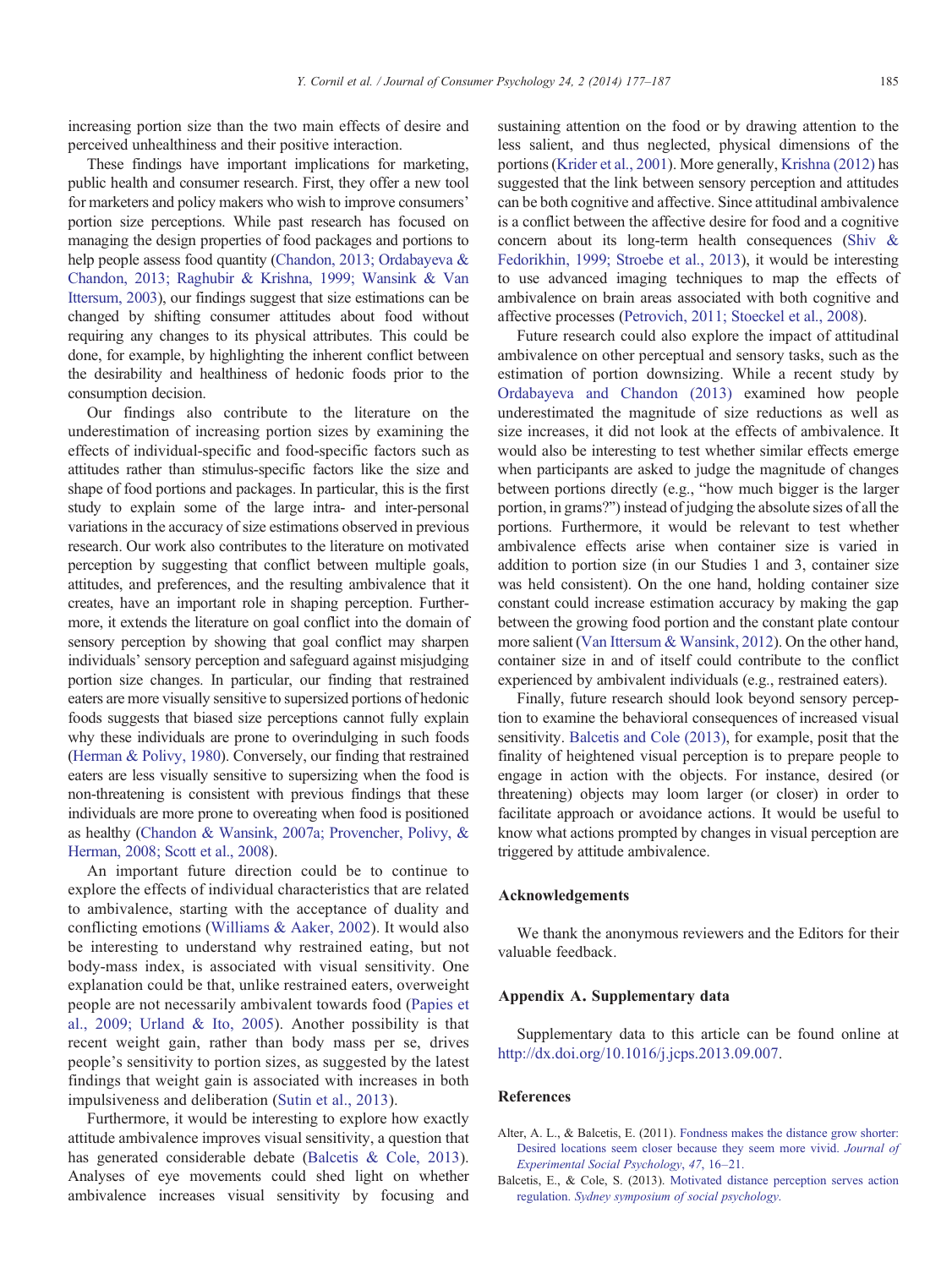increasing portion size than the two main effects of desire and perceived unhealthiness and their positive interaction.

These findings have important implications for marketing, public health and consumer research. First, they offer a new tool for marketers and policy makers who wish to improve consumers' portion size perceptions. While past research has focused on managing the design properties of food packages and portions to help people assess food quantity (Chandon, 2013; Ordabayeva & Chandon, 2013; Raghubir & Krishna, 1999; Wansink & Van Ittersum, 2003), our findings suggest that size estimations can be changed by shifting consumer attitudes about food without requiring any changes to its physical attributes. This could be done, for example, by highlighting the inherent conflict between the desirability and healthiness of hedonic foods prior to the consumption decision.

Our findings also contribute to the literature on the underestimation of increasing portion sizes by examining the effects of individual-specific and food-specific factors such as attitudes rather than stimulus-specific factors like the size and shape of food portions and packages. In particular, this is the first study to explain some of the large intra- and inter-personal variations in the accuracy of size estimations observed in previous research. Our work also contributes to the literature on motivated perception by suggesting that conflict between multiple goals, attitudes, and preferences, and the resulting ambivalence that it creates, have an important role in shaping perception. Furthermore, it extends the literature on goal conflict into the domain of sensory perception by showing that goal conflict may sharpen individuals' sensory perception and safeguard against misjudging portion size changes. In particular, our finding that restrained eaters are more visually sensitive to supersized portions of hedonic foods suggests that biased size perceptions cannot fully explain why these individuals are prone to overindulging in such foods (Herman & Polivy, 1980). Conversely, our finding that restrained eaters are less visually sensitive to supersizing when the food is non-threatening is consistent with previous findings that these individuals are more prone to overeating when food is positioned as healthy (Chandon & Wansink, 2007a; Provencher, Polivy, & Herman, 2008; Scott et al., 2008).

An important future direction could be to continue to explore the effects of individual characteristics that are related to ambivalence, starting with the acceptance of duality and conflicting emotions (Williams & Aaker, 2002). It would also be interesting to understand why restrained eating, but not body-mass index, is associated with visual sensitivity. One explanation could be that, unlike restrained eaters, overweight people are not necessarily ambivalent towards food (Papies et al., 2009; Urland & Ito, 2005). Another possibility is that recent weight gain, rather than body mass per se, drives people's sensitivity to portion sizes, as suggested by the latest findings that weight gain is associated with increases in both impulsiveness and deliberation (Sutin et al., 2013).

Furthermore, it would be interesting to explore how exactly attitude ambivalence improves visual sensitivity, a question that has generated considerable debate (Balcetis & Cole, 2013). Analyses of eye movements could shed light on whether ambivalence increases visual sensitivity by focusing and sustaining attention on the food or by drawing attention to the less salient, and thus neglected, physical dimensions of the portions (Krider et al., 2001). More generally, Krishna (2012) has suggested that the link between sensory perception and attitudes can be both cognitive and affective. Since attitudinal ambivalence is a conflict between the affective desire for food and a cognitive concern about its long-term health consequences (Shiv & Fedorikhin, 1999; Stroebe et al., 2013), it would be interesting to use advanced imaging techniques to map the effects of ambivalence on brain areas associated with both cognitive and affective processes (Petrovich, 2011; Stoeckel et al., 2008).

Future research could also explore the impact of attitudinal ambivalence on other perceptual and sensory tasks, such as the estimation of portion downsizing. While a recent study by Ordabayeva and Chandon (2013) examined how people underestimated the magnitude of size reductions as well as size increases, it did not look at the effects of ambivalence. It would also be interesting to test whether similar effects emerge when participants are asked to judge the magnitude of changes between portions directly (e.g., "how much bigger is the larger portion, in grams?") instead of judging the absolute sizes of all the portions. Furthermore, it would be relevant to test whether ambivalence effects arise when container size is varied in addition to portion size (in our Studies 1 and 3, container size was held consistent). On the one hand, holding container size constant could increase estimation accuracy by making the gap between the growing food portion and the constant plate contour more salient (Van Ittersum & Wansink, 2012). On the other hand, container size in and of itself could contribute to the conflict experienced by ambivalent individuals (e.g., restrained eaters).

Finally, future research should look beyond sensory perception to examine the behavioral consequences of increased visual sensitivity. Balcetis and Cole (2013), for example, posit that the finality of heightened visual perception is to prepare people to engage in action with the objects. For instance, desired (or threatening) objects may loom larger (or closer) in order to facilitate approach or avoidance actions. It would be useful to know what actions prompted by changes in visual perception are triggered by attitude ambivalence.

## Acknowledgements

We thank the anonymous reviewers and the Editors for their valuable feedback.

## Appendix A. Supplementary data

Supplementary data to this article can be found online at http://dx.doi.org/10.1016/j.jcps.2013.09.007.

## References

Alter, A. L., & Balcetis, E. (2011). Fondness makes the distance grow shorter: Desired locations seem closer because they seem more vivid. *Journal of Experimental Social Psychology*, *47*, 16–21.

Balcetis, E., & Cole, S. (2013). Motivated distance perception serves action regulation. *Sydney symposium of social psychology*.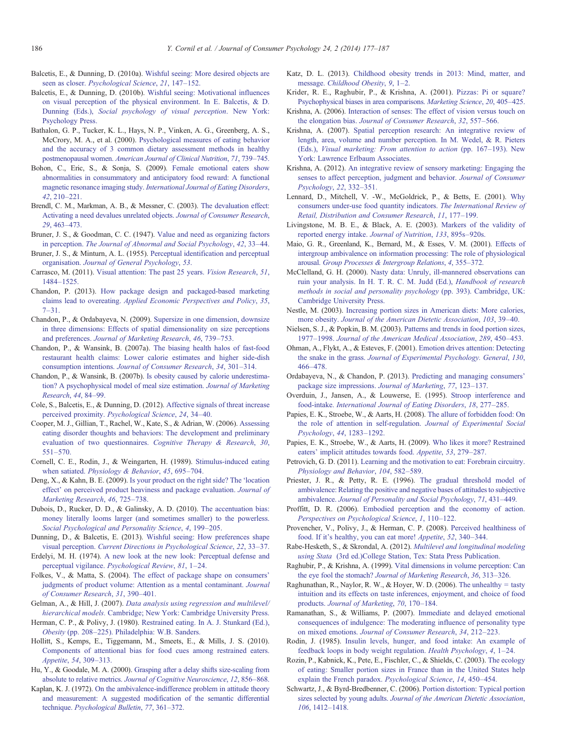Balcetis, E., & Dunning, D. (2010a). Wishful seeing: More desired objects are seen as closer. *Psychological Science*, *21*, 147–152.

Balcetis, E., & Dunning, D. (2010b). Wishful seeing: Motivational influences on visual perception of the physical environment. In E. Balcetis, & D. Dunning (Eds.), *Social psychology of visual perception*. New York: Psychology Press.

Bathalon, G. P., Tucker, K. L., Hays, N. P., Vinken, A. G., Greenberg, A. S., McCrory, M. A., et al. (2000). Psychological measures of eating behavior and the accuracy of 3 common dietary assessment methods in healthy postmenopausal women. *American Journal of Clinical Nutrition*, *71*, 739–745.

Bohon, C., Eric, S., & Sonja, S. (2009). Female emotional eaters show abnormalities in consummatory and anticipatory food reward: A functional magnetic resonance imaging study. *International Journal of Eating Disorders*, *42*, 210–221.

Brendl, C. M., Markman, A. B., & Messner, C. (2003). The devaluation effect: Activating a need devalues unrelated objects. *Journal of Consumer Research*, *29*, 463–473.

Bruner, J. S., & Goodman, C. C. (1947). Value and need as organizing factors in perception. *The Journal of Abnormal and Social Psychology*, *42*, 33–44.

Bruner, J. S., & Minturn, A. L. (1955). Perceptual identification and perceptual organisation. *Journal of General Psychology*, *53*.

Carrasco, M. (2011). Visual attention: The past 25 years. *Vision Research*, *51*, 1484–1525.

Chandon, P. (2013). How package design and packaged-based marketing claims lead to overeating. *Applied Economic Perspectives and Policy*, *35*, 7–31.

Chandon, P., & Ordabayeva, N. (2009). Supersize in one dimension, downsize in three dimensions: Effects of spatial dimensionality on size perceptions and preferences. *Journal of Marketing Research*, *46*, 739–753.

Chandon, P., & Wansink, B. (2007a). The biasing health halos of fast-food restaurant health claims: Lower calorie estimates and higher side-dish consumption intentions. *Journal of Consumer Research*, *34*, 301–314.

Chandon, P., & Wansink, B. (2007b). Is obesity caused by calorie underestimation? A psychophysical model of meal size estimation. *Journal of Marketing Research*, *44*, 84–99.

Cole, S., Balcetis, E., & Dunning, D. (2012). Affective signals of threat increase perceived proximity. *Psychological Science*, *24*, 34–40.

Cooper, M. J., Gillian, T., Rachel, W., Kate, S., & Adrian, W. (2006). Assessing eating disorder thoughts and behaviors: The development and preliminary evaluation of two questionnaires. *Cognitive Therapy & Research*, *30*, 551–570.

Cornell, C. E., Rodin, J., & Weingarten, H. (1989). Stimulus-induced eating when satiated. *Physiology & Behavior*, *45*, 695–704.

Deng, X., & Kahn, B. E. (2009). Is your product on the right side? The 'location effect' on perceived product heaviness and package evaluation. *Journal of Marketing Research*, *46*, 725–738.

Dubois, D., Rucker, D. D., & Galinsky, A. D. (2010). The accentuation bias: money literally looms larger (and sometimes smaller) to the powerless. *Social Psychological and Personality Science*, *4*, 199–205.

Dunning, D., & Balcetis, E. (2013). Wishful seeing: How preferences shape visual perception. *Current Directions in Psychological Science*, *22*, 33–37.

Erdelyi, M. H. (1974). A new look at the new look: Perceptual defense and perceptual vigilance. *Psychological Review*, *81*, 1–24.

Folkes, V., & Matta, S. (2004). The effect of package shape on consumers' judgments of product volume: Attention as a mental contaminant. *Journal of Consumer Research*, *31*, 390–401.

Gelman, A., & Hill, J. (2007). *Data analysis using regression and multilevel/hierarchical models.* Cambridge; New York: Cambridge University Press.

Herman, C. P., & Polivy, J. (1980). Restrained eating. In A. J. Stunkard (Ed.), *Obesity* (pp. 208–225). Philadelphia: W.B. Sanders.

Hollitt, S., Kemps, E., Tiggemann, M., Smeets, E., & Mills, J. S. (2010). Components of attentional bias for food cues among restrained eaters. *Appetite*, *54*, 309–313.

Hu, Y., & Goodale, M. A. (2000). Grasping after a delay shifts size-scaling from absolute to relative metrics. *Journal of Cognitive Neuroscience*, *12*, 856–868.

Kaplan, K. J. (1972). On the ambivalence-indifference problem in attitude theory and measurement: A suggested modification of the semantic differential technique. *Psychological Bulletin*, *77*, 361–372.

Katz, D. L. (2013). Childhood obesity trends in 2013: Mind, matter, and message. *Childhood Obesity*, *9*, 1–2.

Krider, R. E., Raghubir, P., & Krishna, A. (2001). Pizzas: Pi or square? Psychophysical biases in area comparisons. *Marketing Science*, *20*, 405–425.

Krishna, A. (2006). Interaction of senses: The effect of vision versus touch on the elongation bias. *Journal of Consumer Research*, *32*, 557–566.

Krishna, A. (2007). Spatial perception research: An integrative review of length, area, volume and number perception. In M. Wedel, & R. Pieters (Eds.), *Visual marketing: From attention to action* (pp. 167–193). New York: Lawrence Erlbaum Associates.

Krishna, A. (2012). An integrative review of sensory marketing: Engaging the senses to affect perception, judgment and behavior. *Journal of Consumer Psychology*, *22*, 332–351.

Lennard, D., Mitchell, V. -W., McGoldrick, P., & Betts, E. (2001). Why consumers under-use food quantity indicators. *The International Review of Retail, Distribution and Consumer Research*, *11*, 177–199.

Livingstone, M. B. E., & Black, A. E. (2003). Markers of the validity of reported energy intake. *Journal of Nutrition*, *133*, 895s–920s.

Maio, G. R., Greenland, K., Bernard, M., & Esses, V. M. (2001). Effects of intergroup ambivalence on information processing: The role of physiological arousal. *Group Processes & Intergroup Relations*, *4*, 355–372.

McClelland, G. H. (2000). Nasty data: Unruly, ill-mannered observations can ruin your analysis. In H. T. R. C. M. Judd (Ed.), *Handbook of research methods in social and personality psychology* (pp. 393). Cambridge, UK: Cambridge University Press.

Nestle, M. (2003). Increasing portion sizes in American diets: More calories, more obesity. *Journal of the American Dietetic Association*, *103*, 39–40.

Nielsen, S. J., & Popkin, B. M. (2003). Patterns and trends in food portion sizes, 1977–1998. *Journal of the American Medical Association*, *289*, 450–453.

Ohman, A., Flykt, A., & Esteves, F. (2001). Emotion drives attention: Detecting the snake in the grass. *Journal of Experimental Psychology. General*, *130*, 466–478.

Ordabayeva, N., & Chandon, P. (2013). Predicting and managing consumers' package size impressions. *Journal of Marketing*, *77*, 123–137.

Overduin, J., Jansen, A., & Louwerse, E. (1995). Stroop interference and food-intake. *International Journal of Eating Disorders*, *18*, 277–285.

Papies, E. K., Stroebe, W., & Aarts, H. (2008). The allure of forbidden food: On the role of attention in self-regulation. *Journal of Experimental Social Psychology*, *44*, 1283–1292.

Papies, E. K., Stroebe, W., & Aarts, H. (2009). Who likes it more? Restrained eaters' implicit attitudes towards food. *Appetite*, *53*, 279–287.

Petrovich, G. D. (2011). Learning and the motivation to eat: Forebrain circuitry. *Physiology and Behavior*, *104*, 582–589.

Priester, J. R., & Petty, R. E. (1996). The gradual threshold model of ambivalence: Relating the positive and negative bases of attitudes to subjective ambivalence. *Journal of Personality and Social Psychology*, *71*, 431–449.

Proffitt, D. R. (2006). Embodied perception and the economy of action. *Perspectives on Psychological Science*, *1*, 110–122.

Provencher, V., Polivy, J., & Herman, C. P. (2008). Perceived healthiness of food. If it's healthy, you can eat more! *Appetite*, *52*, 340–344.

Rabe-Hesketh, S., & Skrondal, A. (2012). *Multilevel and longitudinal modeling using Stata* (3rd ed.)College Station, Tex: Stata Press Publication.

Raghubir, P., & Krishna, A. (1999). Vital dimensions in volume perception: Can the eye fool the stomach? *Journal of Marketing Research*, *36*, 313–326.

Raghunathan, R., Naylor, R. W., & Hoyer, W. D. (2006). The unhealthy = tasty intuition and its effects on taste inferences, enjoyment, and choice of food products. *Journal of Marketing*, *70*, 170–184.

Ramanathan, S., & Williams, P. (2007). Immediate and delayed emotional consequences of indulgence: The moderating influence of personality type on mixed emotions. *Journal of Consumer Research*, *34*, 212–223.

Rodin, J. (1985). Insulin levels, hunger, and food intake: An example of feedback loops in body weight regulation. *Health Psychology*, *4*, 1–24.

Rozin, P., Kabnick, K., Pete, E., Fischler, C., & Shields, C. (2003). The ecology of eating: Smaller portion sizes in France than in the United States help explain the French paradox. *Psychological Science*, *14*, 450–454.

Schwartz, J., & Byrd-Bredbenner, C. (2006). Portion distortion: Typical portion sizes selected by young adults. *Journal of the American Dietetic Association*, *106*, 1412–1418.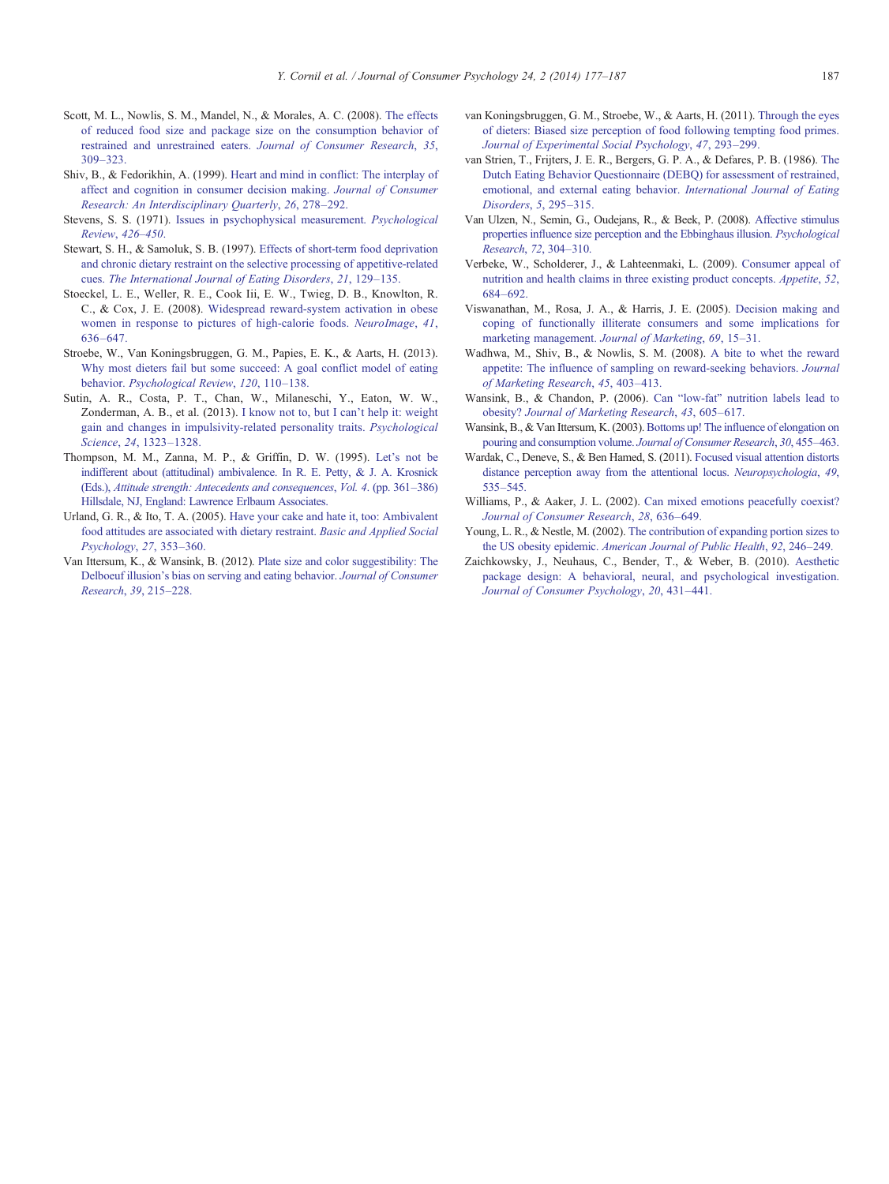Scott, M. L., Nowlis, S. M., Mandel, N., & Morales, A. C. (2008). The effects of reduced food size and package size on the consumption behavior of restrained and unrestrained eaters. *Journal of Consumer Research*, *35*, 309–323.

Shiv, B., & Fedorikhin, A. (1999). Heart and mind in conflict: The interplay of affect and cognition in consumer decision making. *Journal of Consumer Research: An Interdisciplinary Quarterly*, *26*, 278–292.

Stevens, S. S. (1971). Issues in psychophysical measurement. *Psychological Review*, *426–450*.

Stewart, S. H., & Samoluk, S. B. (1997). Effects of short-term food deprivation and chronic dietary restraint on the selective processing of appetitive-related cues. *The International Journal of Eating Disorders*, *21*, 129–135.

Stoeckel, L. E., Weller, R. E., Cook Iii, E. W., Twieg, D. B., Knowlton, R. C., & Cox, J. E. (2008). Widespread reward-system activation in obese women in response to pictures of high-calorie foods. *NeuroImage*, *41*, 636–647.

Stroebe, W., Van Koningsbruggen, G. M., Papies, E. K., & Aarts, H. (2013). Why most dieters fail but some succeed: A goal conflict model of eating behavior. *Psychological Review*, *120*, 110–138.

Sutin, A. R., Costa, P. T., Chan, W., Milaneschi, Y., Eaton, W. W., Zonderman, A. B., et al. (2013). I know not to, but I can't help it: weight gain and changes in impulsivity-related personality traits. *Psychological Science*, *24*, 1323–1328.

Thompson, M. M., Zanna, M. P., & Griffin, D. W. (1995). Let's not be indifferent about (attitudinal) ambivalence. In R. E. Petty, & J. A. Krosnick (Eds.), *Attitude strength: Antecedents and consequences*, *Vol. 4*. (pp. 361–386) Hillsdale, NJ, England: Lawrence Erlbaum Associates.

Urland, G. R., & Ito, T. A. (2005). Have your cake and hate it, too: Ambivalent food attitudes are associated with dietary restraint. *Basic and Applied Social Psychology*, *27*, 353–360.

Van Ittersum, K., & Wansink, B. (2012). Plate size and color suggestibility: The Delboeuf illusion's bias on serving and eating behavior. *Journal of Consumer Research*, *39*, 215–228.

van Koningsbruggen, G. M., Stroebe, W., & Aarts, H. (2011). Through the eyes of dieters: Biased size perception of food following tempting food primes. *Journal of Experimental Social Psychology*, *47*, 293–299.

van Strien, T., Frijters, J. E. R., Bergers, G. P. A., & Defares, P. B. (1986). The Dutch Eating Behavior Questionnaire (DEBQ) for assessment of restrained, emotional, and external eating behavior. *International Journal of Eating Disorders*, *5*, 295–315.

Van Ulzen, N., Semin, G., Oudejans, R., & Beek, P. (2008). Affective stimulus properties influence size perception and the Ebbinghaus illusion. *Psychological Research*, *72*, 304–310.

Verbeke, W., Scholderer, J., & Lahteenmaki, L. (2009). Consumer appeal of nutrition and health claims in three existing product concepts. *Appetite*, *52*, 684–692.

Viswanathan, M., Rosa, J. A., & Harris, J. E. (2005). Decision making and coping of functionally illiterate consumers and some implications for marketing management. *Journal of Marketing*, *69*, 15–31.

Wadhwa, M., Shiv, B., & Nowlis, S. M. (2008). A bite to whet the reward appetite: The influence of sampling on reward-seeking behaviors. *Journal of Marketing Research*, *45*, 403–413.

Wansink, B., & Chandon, P. (2006). Can "low-fat" nutrition labels lead to obesity? *Journal of Marketing Research*, *43*, 605–617.

Wansink, B., & Van Ittersum, K. (2003). Bottoms up! The influence of elongation on pouring and consumption volume. *Journal of Consumer Research*, *30*, 455–463.

Wardak, C., Deneve, S., & Ben Hamed, S. (2011). Focused visual attention distorts distance perception away from the attentional locus. *Neuropsychologia*, *49*, 535–545.

Williams, P., & Aaker, J. L. (2002). Can mixed emotions peacefully coexist? *Journal of Consumer Research*, *28*, 636–649.

Young, L. R., & Nestle, M. (2002). The contribution of expanding portion sizes to the US obesity epidemic. *American Journal of Public Health*, *92*, 246–249.

Zaichkowsky, J., Neuhaus, C., Bender, T., & Weber, B. (2010). Aesthetic package design: A behavioral, neural, and psychological investigation. *Journal of Consumer Psychology*, *20*, 431–441.